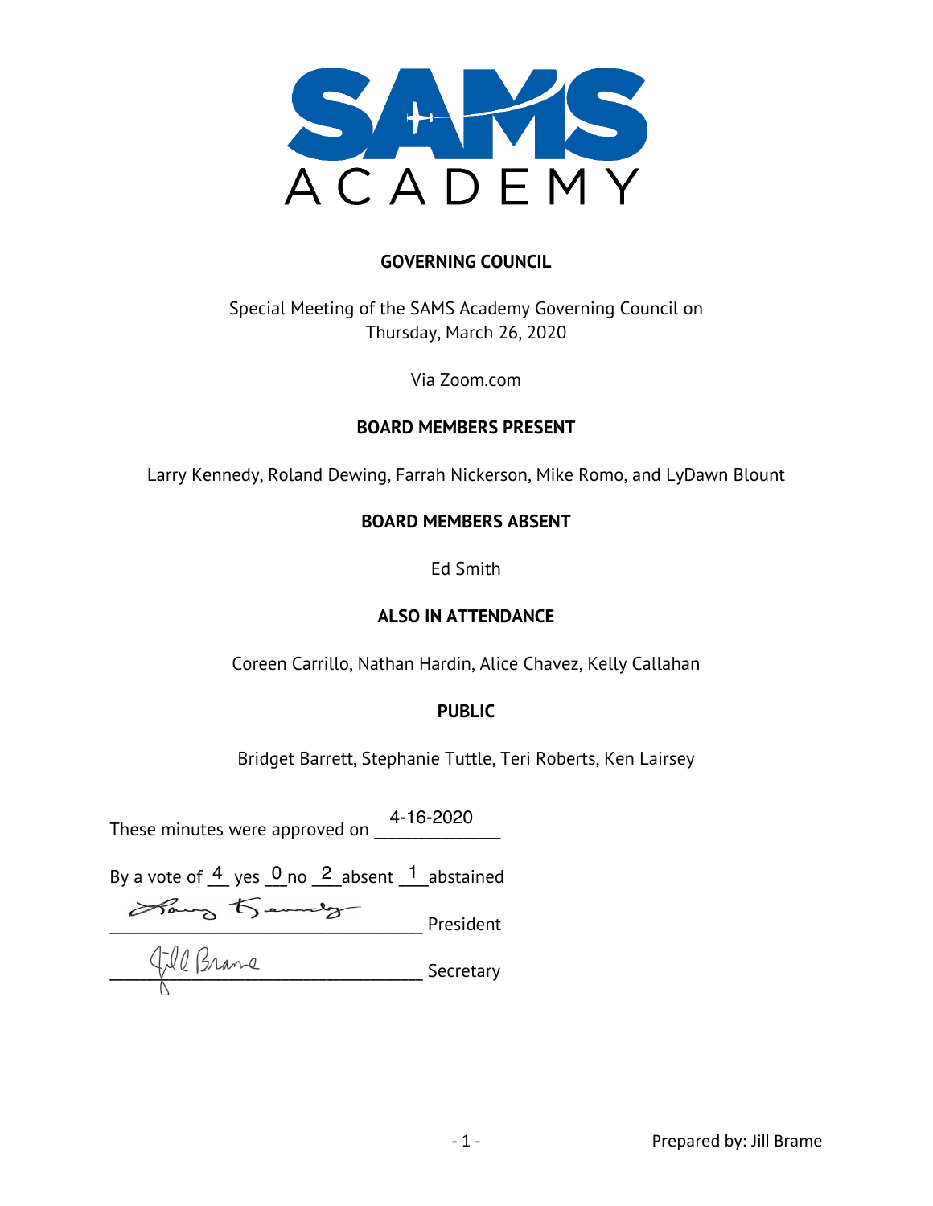SAMS ACADEMY

## GOVERNING COUNCIL

Special Meeting of the SAMS Academy Governing Council on
Thursday, March 26, 2020

Via Zoom.com

### BOARD MEMBERS PRESENT

Larry Kennedy, Roland Dewing, Farrah Nickerson, Mike Romo, and LyDawn Blount

### BOARD MEMBERS ABSENT

Ed Smith

### ALSO IN ATTENDANCE

Coreen Carrillo, Nathan Hardin, Alice Chavez, Kelly Callahan

### PUBLIC

Bridget Barrett, Stephanie Tuttle, Teri Roberts, Ken Lairsey

These minutes were approved on 4-16-2020

By a vote of 4 yes 0 no 2 absent 1 abstained

Larry Kennedy President

Jill Brame Secretary

Prepared by: Jill Brame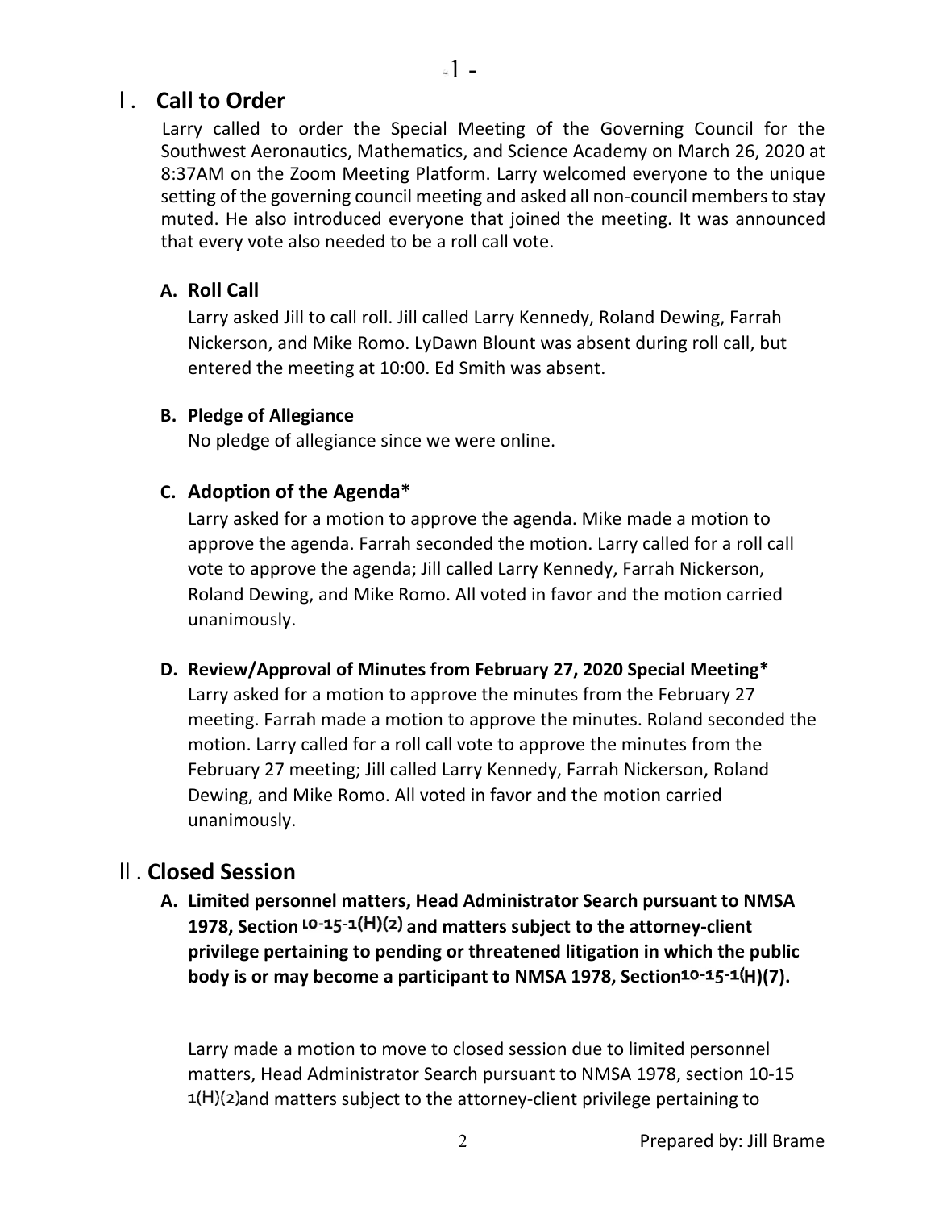## I. Call to Order

Larry called to order the Special Meeting of the Governing Council for the Southwest Aeronautics, Mathematics, and Science Academy on March 26, 2020 at 8:37AM on the Zoom Meeting Platform. Larry welcomed everyone to the unique setting of the governing council meeting and asked all non-council members to stay muted. He also introduced everyone that joined the meeting. It was announced that every vote also needed to be a roll call vote.

### A. Roll Call

Larry asked Jill to call roll. Jill called Larry Kennedy, Roland Dewing, Farrah Nickerson, and Mike Romo. LyDawn Blount was absent during roll call, but entered the meeting at 10:00. Ed Smith was absent.

### B. Pledge of Allegiance

No pledge of allegiance since we were online.

### C. Adoption of the Agenda*

Larry asked for a motion to approve the agenda. Mike made a motion to approve the agenda. Farrah seconded the motion. Larry called for a roll call vote to approve the agenda; Jill called Larry Kennedy, Farrah Nickerson, Roland Dewing, and Mike Romo. All voted in favor and the motion carried unanimously.

### D. Review/Approval of Minutes from February 27, 2020 Special Meeting*

Larry asked for a motion to approve the minutes from the February 27 meeting. Farrah made a motion to approve the minutes. Roland seconded the motion. Larry called for a roll call vote to approve the minutes from the February 27 meeting; Jill called Larry Kennedy, Farrah Nickerson, Roland Dewing, and Mike Romo. All voted in favor and the motion carried unanimously.

## II. Closed Session

### A. Limited personnel matters, Head Administrator Search pursuant to NMSA 1978, Section 10-15-1(H)(2) and matters subject to the attorney-client privilege pertaining to pending or threatened litigation in which the public body is or may become a participant to NMSA 1978, Section 10-15-1(H)(7).

Larry made a motion to move to closed session due to limited personnel matters, Head Administrator Search pursuant to NMSA 1978, section 10-15 1(H)(2) and matters subject to the attorney-client privilege pertaining to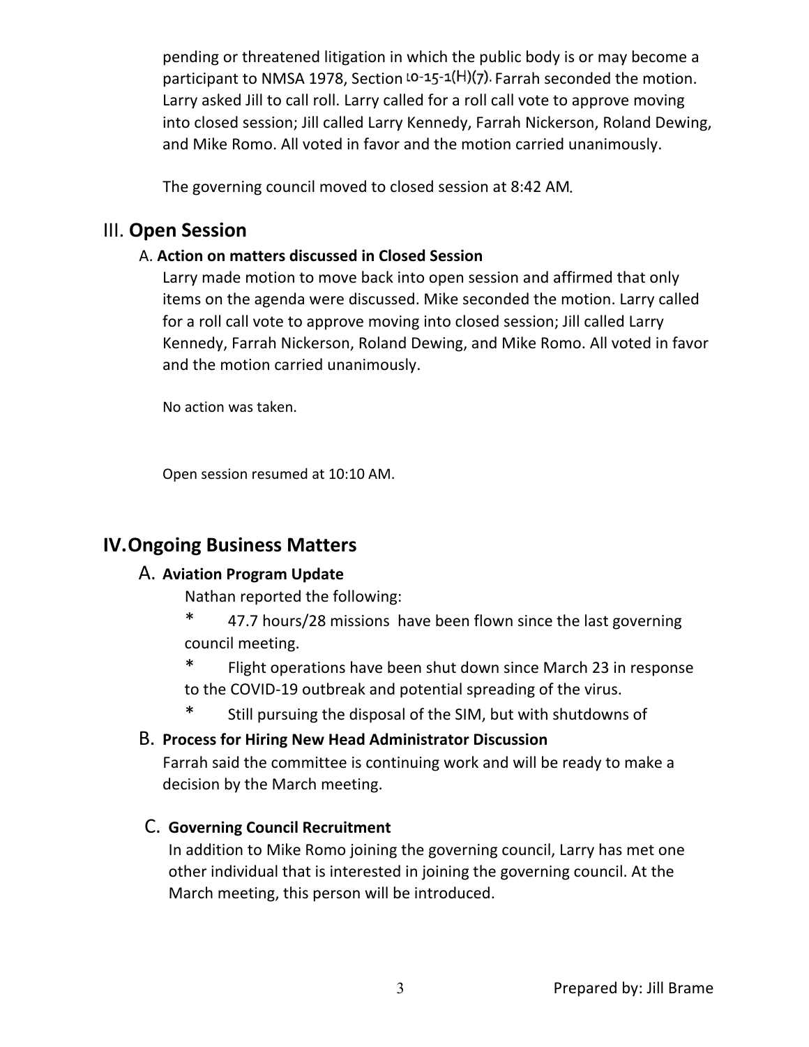pending or threatened litigation in which the public body is or may become a participant to NMSA 1978, Section 10-15-1(H)(7). Farrah seconded the motion. Larry asked Jill to call roll. Larry called for a roll call vote to approve moving into closed session; Jill called Larry Kennedy, Farrah Nickerson, Roland Dewing, and Mike Romo. All voted in favor and the motion carried unanimously.

The governing council moved to closed session at 8:42 AM.

## III. Open Session

### A. Action on matters discussed in Closed Session

Larry made motion to move back into open session and affirmed that only items on the agenda were discussed. Mike seconded the motion. Larry called for a roll call vote to approve moving into closed session; Jill called Larry Kennedy, Farrah Nickerson, Roland Dewing, and Mike Romo. All voted in favor and the motion carried unanimously.

No action was taken.

Open session resumed at 10:10 AM.

## IV. Ongoing Business Matters

### A. Aviation Program Update

Nathan reported the following:

- 47.7 hours/28 missions have been flown since the last governing council meeting.
- Flight operations have been shut down since March 23 in response to the COVID-19 outbreak and potential spreading of the virus.
- Still pursuing the disposal of the SIM, but with shutdowns of

### B. Process for Hiring New Head Administrator Discussion

Farrah said the committee is continuing work and will be ready to make a decision by the March meeting.

### C. Governing Council Recruitment

In addition to Mike Romo joining the governing council, Larry has met one other individual that is interested in joining the governing council. At the March meeting, this person will be introduced.

Prepared by: Jill Brame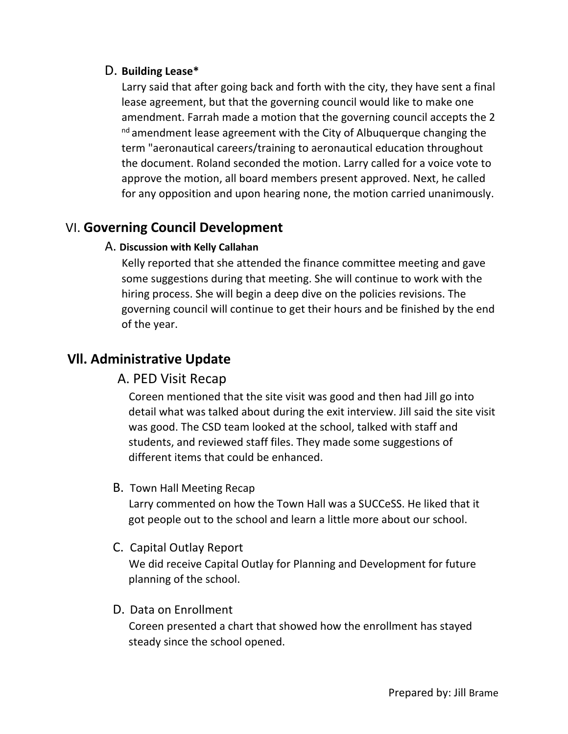### D. **Building Lease***

Larry said that after going back and forth with the city, they have sent a final lease agreement, but that the governing council would like to make one amendment. Farrah made a motion that the governing council accepts the 2 nd amendment lease agreement with the City of Albuquerque changing the term "aeronautical careers/training to aeronautical education throughout the document. Roland seconded the motion. Larry called for a voice vote to approve the motion, all board members present approved. Next, he called for any opposition and upon hearing none, the motion carried unanimously.

## VI. **Governing Council Development**

### A. **Discussion with Kelly Callahan**

Kelly reported that she attended the finance committee meeting and gave some suggestions during that meeting. She will continue to work with the hiring process. She will begin a deep dive on the policies revisions. The governing council will continue to get their hours and be finished by the end of the year.

## **Vll. Administrative Update**

### A. PED Visit Recap

Coreen mentioned that the site visit was good and then had Jill go into detail what was talked about during the exit interview. Jill said the site visit was good. The CSD team looked at the school, talked with staff and students, and reviewed staff files. They made some suggestions of different items that could be enhanced.

### B. Town Hall Meeting Recap

Larry commented on how the Town Hall was a SUCCeSS. He liked that it got people out to the school and learn a little more about our school.

### C. Capital Outlay Report

We did receive Capital Outlay for Planning and Development for future planning of the school.

### D. Data on Enrollment

Coreen presented a chart that showed how the enrollment has stayed steady since the school opened.

Prepared by: Jill Brame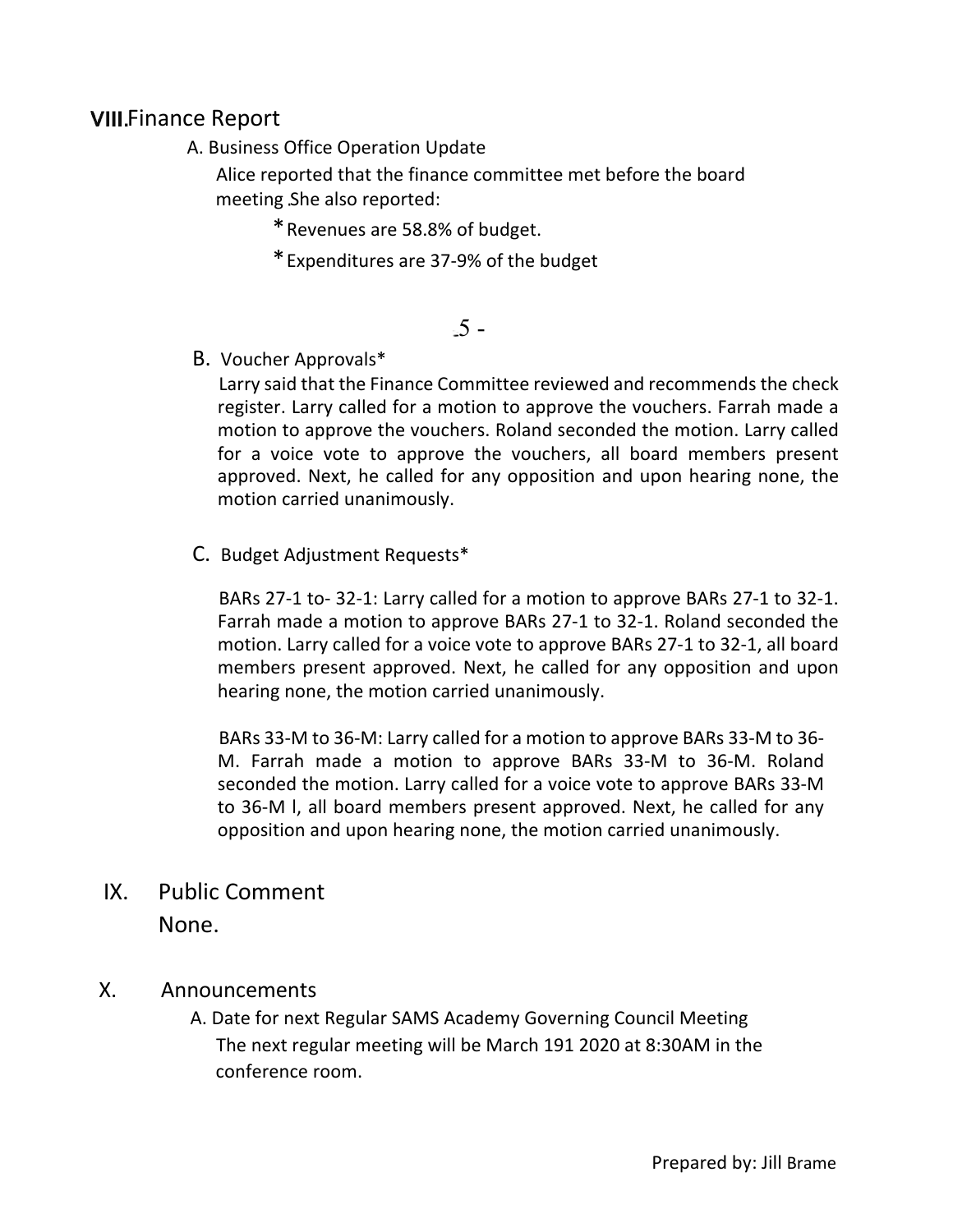## VIII. Finance Report

A. Business Office Operation Update

Alice reported that the finance committee met before the board meeting .She also reported:

* Revenues are 58.8% of budget.
* Expenditures are 37-9% of the budget

B. Voucher Approvals*

Larry said that the Finance Committee reviewed and recommends the check register. Larry called for a motion to approve the vouchers. Farrah made a motion to approve the vouchers. Roland seconded the motion. Larry called for a voice vote to approve the vouchers, all board members present approved. Next, he called for any opposition and upon hearing none, the motion carried unanimously.

C. Budget Adjustment Requests*

BARs 27-1 to- 32-1: Larry called for a motion to approve BARs 27-1 to 32-1. Farrah made a motion to approve BARs 27-1 to 32-1. Roland seconded the motion. Larry called for a voice vote to approve BARs 27-1 to 32-1, all board members present approved. Next, he called for any opposition and upon hearing none, the motion carried unanimously.

BARs 33-M to 36-M: Larry called for a motion to approve BARs 33-M to 36-M. Farrah made a motion to approve BARs 33-M to 36-M. Roland seconded the motion. Larry called for a voice vote to approve BARs 33-M to 36-M l, all board members present approved. Next, he called for any opposition and upon hearing none, the motion carried unanimously.

## IX. Public Comment

None.

## X. Announcements

A. Date for next Regular SAMS Academy Governing Council Meeting

The next regular meeting will be March 191 2020 at 8:30AM in the conference room.

Prepared by: Jill Brame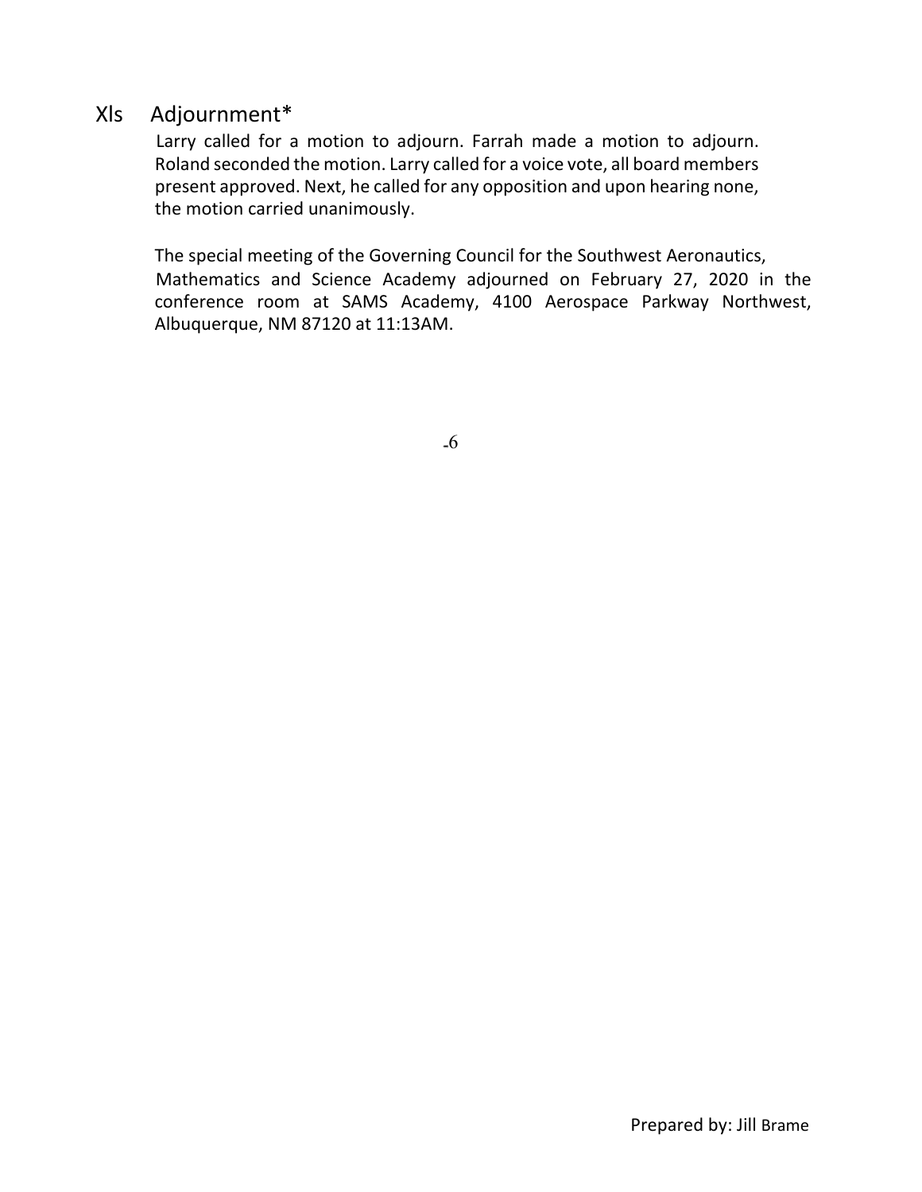## XIs Adjournment*

Larry called for a motion to adjourn. Farrah made a motion to adjourn. Roland seconded the motion. Larry called for a voice vote, all board members present approved. Next, he called for any opposition and upon hearing none, the motion carried unanimously.

The special meeting of the Governing Council for the Southwest Aeronautics, Mathematics and Science Academy adjourned on February 27, 2020 in the conference room at SAMS Academy, 4100 Aerospace Parkway Northwest, Albuquerque, NM 87120 at 11:13AM.

Prepared by: Jill Brame